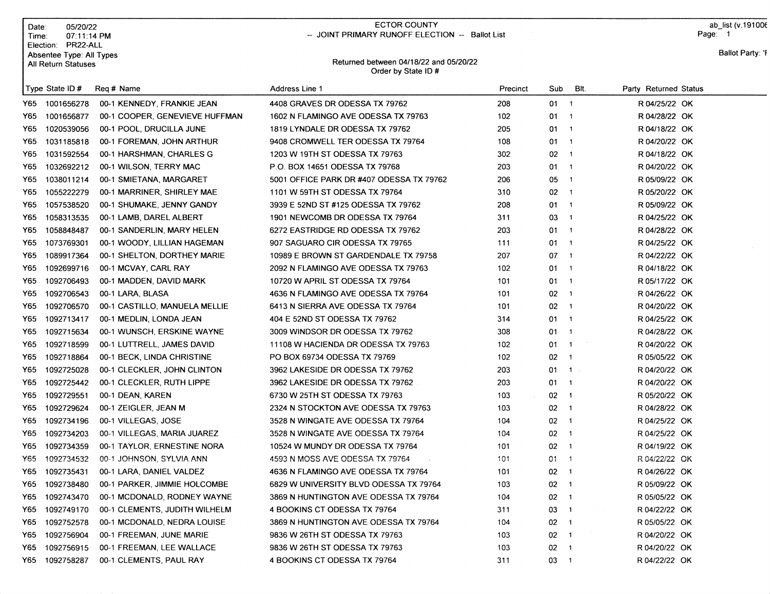Date: 05/20/22
Time: 07:11:14 PM
Election: PR22-ALL
Absentee Type: All Types
All Return Statuses

# ECTOR COUNTY
## -- JOINT PRIMARY RUNOFF ELECTION -- Ballot List

Returned between 04/18/22 and 05/20/22
Order by State ID #

ab_list (v.191006
Ballot Party: 'F

| Type | State ID # | Req # | Name | Address Line 1 | Precinct | Sub | Blt. | Party | Returned | Status |
|---|---|---|---|---|---|---|---|---|---|---|
| Y65 | 1001656278 | 00-1 | KENNEDY, FRANKIE JEAN | 4408 GRAVES DR ODESSA TX 79762 | 208 | 01 | 1 | R | 04/25/22 | OK |
| Y65 | 1001656877 | 00-1 | COOPER, GENEVIEVE HUFFMAN | 1602 N FLAMINGO AVE ODESSA TX 79763 | 102 | 01 | 1 | R | 04/28/22 | OK |
| Y65 | 1020539056 | 00-1 | POOL, DRUCILLA JUNE | 1819 LYNDALE DR ODESSA TX 79762 | 205 | 01 | 1 | R | 04/18/22 | OK |
| Y65 | 1031185818 | 00-1 | FOREMAN, JOHN ARTHUR | 9408 CROMWELL TER ODESSA TX 79764 | 108 | 01 | 1 | R | 04/20/22 | OK |
| Y65 | 1031592554 | 00-1 | HARSHMAN, CHARLES G | 1203 W 19TH ST ODESSA TX 79763 | 302 | 02 | 1 | R | 04/18/22 | OK |
| Y65 | 1032692212 | 00-1 | WILSON, TERRY MAC | P.O. BOX 14651 ODESSA TX 79768 | 203 | 01 | 1 | R | 04/20/22 | OK |
| Y65 | 1038011214 | 00-1 | SMIETANA, MARGARET | 5001 OFFICE PARK DR #407 ODESSA TX 79762 | 206 | 05 | 1 | R | 05/09/22 | OK |
| Y65 | 1055222279 | 00-1 | MARRINER, SHIRLEY MAE | 1101 W 59TH ST ODESSA TX 79764 | 310 | 02 | 1 | R | 05/20/22 | OK |
| Y65 | 1057538520 | 00-1 | SHUMAKE, JENNY GANDY | 3939 E 52ND ST #125 ODESSA TX 79762 | 208 | 01 | 1 | R | 05/09/22 | OK |
| Y65 | 1058313535 | 00-1 | LAMB, DAREL ALBERT | 1901 NEWCOMB DR ODESSA TX 79764 | 311 | 03 | 1 | R | 04/25/22 | OK |
| Y65 | 1058848487 | 00-1 | SANDERLIN, MARY HELEN | 6272 EASTRIDGE RD ODESSA TX 79762 | 203 | 01 | 1 | R | 04/28/22 | OK |
| Y65 | 1073769301 | 00-1 | WOODY, LILLIAN HAGEMAN | 907 SAGUARO CIR ODESSA TX 79765 | 111 | 01 | 1 | R | 04/25/22 | OK |
| Y65 | 1089917364 | 00-1 | SHELTON, DORTHEY MARIE | 10989 E BROWN ST GARDENDALE TX 79758 | 207 | 07 | 1 | R | 04/22/22 | OK |
| Y65 | 1092699716 | 00-1 | MCVAY, CARL RAY | 2092 N FLAMINGO AVE ODESSA TX 79763 | 102 | 01 | 1 | R | 04/18/22 | OK |
| Y65 | 1092706493 | 00-1 | MADDEN, DAVID MARK | 10720 W APRIL ST ODESSA TX 79764 | 101 | 01 | 1 | R | 05/17/22 | OK |
| Y65 | 1092706543 | 00-1 | LARA, BLASA | 4636 N FLAMINGO AVE ODESSA TX 79764 | 101 | 02 | 1 | R | 04/26/22 | OK |
| Y65 | 1092706570 | 00-1 | CASTILLO, MANUELA MELLIE | 6413 N SIERRA AVE ODESSA TX 79764 | 101 | 02 | 1 | R | 04/20/22 | OK |
| Y65 | 1092713417 | 00-1 | MEDLIN, LONDA JEAN | 404 E 52ND ST ODESSA TX 79762 | 314 | 01 | 1 | R | 04/25/22 | OK |
| Y65 | 1092715634 | 00-1 | WUNSCH, ERSKINE WAYNE | 3009 WINDSOR DR ODESSA TX 79762 | 308 | 01 | 1 | R | 04/28/22 | OK |
| Y65 | 1092718599 | 00-1 | LUTTRELL, JAMES DAVID | 11108 W HACIENDA DR ODESSA TX 79763 | 102 | 01 | 1 | R | 04/20/22 | OK |
| Y65 | 1092718864 | 00-1 | BECK, LINDA CHRISTINE | PO BOX 69734 ODESSA TX 79769 | 102 | 02 | 1 | R | 05/05/22 | OK |
| Y65 | 1092725028 | 00-1 | CLECKLER, JOHN CLINTON | 3962 LAKESIDE DR ODESSA TX 79762 | 203 | 01 | 1 | R | 04/20/22 | OK |
| Y65 | 1092725442 | 00-1 | CLECKLER, RUTH LIPPE | 3962 LAKESIDE DR ODESSA TX 79762 | 203 | 01 | 1 | R | 04/20/22 | OK |
| Y65 | 1092729551 | 00-1 | DEAN, KAREN | 6730 W 25TH ST ODESSA TX 79763 | 103 | 02 | 1 | R | 05/20/22 | OK |
| Y65 | 1092729624 | 00-1 | ZEIGLER, JEAN M | 2324 N STOCKTON AVE ODESSA TX 79763 | 103 | 02 | 1 | R | 04/28/22 | OK |
| Y65 | 1092734196 | 00-1 | VILLEGAS, JOSE | 3528 N WINGATE AVE ODESSA TX 79764 | 104 | 02 | 1 | R | 04/25/22 | OK |
| Y65 | 1092734203 | 00-1 | VILLEGAS, MARIA JUAREZ | 3528 N WINGATE AVE ODESSA TX 79764 | 104 | 02 | 1 | R | 04/25/22 | OK |
| Y65 | 1092734359 | 00-1 | TAYLOR, ERNESTINE NORA | 10524 W MUNDY DR ODESSA TX 79764 | 101 | 02 | 1 | R | 04/19/22 | OK |
| Y65 | 1092734532 | 00-1 | JOHNSON, SYLVIA ANN | 4593 N MOSS AVE ODESSA TX 79764 | 101 | 01 | 1 | R | 04/22/22 | OK |
| Y65 | 1092735431 | 00-1 | LARA, DANIEL VALDEZ | 4636 N FLAMINGO AVE ODESSA TX 79764 | 101 | 02 | 1 | R | 04/26/22 | OK |
| Y65 | 1092738480 | 00-1 | PARKER, JIMMIE HOLCOMBE | 6829 W UNIVERSITY BLVD ODESSA TX 79764 | 103 | 02 | 1 | R | 05/09/22 | OK |
| Y65 | 1092743470 | 00-1 | MCDONALD, RODNEY WAYNE | 3869 N HUNTINGTON AVE ODESSA TX 79764 | 104 | 02 | 1 | R | 05/05/22 | OK |
| Y65 | 1092749170 | 00-1 | CLEMENTS, JUDITH WILHELM | 4 BOOKINS CT ODESSA TX 79764 | 311 | 03 | 1 | R | 04/22/22 | OK |
| Y65 | 1092752578 | 00-1 | MCDONALD, NEDRA LOUISE | 3869 N HUNTINGTON AVE ODESSA TX 79764 | 104 | 02 | 1 | R | 05/05/22 | OK |
| Y65 | 1092756904 | 00-1 | FREEMAN, JUNE MARIE | 9836 W 26TH ST ODESSA TX 79763 | 103 | 02 | 1 | R | 04/20/22 | OK |
| Y65 | 1092756915 | 00-1 | FREEMAN, LEE WALLACE | 9836 W 26TH ST ODESSA TX 79763 | 103 | 02 | 1 | R | 04/20/22 | OK |
| Y65 | 1092758287 | 00-1 | CLEMENTS, PAUL RAY | 4 BOOKINS CT ODESSA TX 79764 | 311 | 03 | 1 | R | 04/22/22 | OK |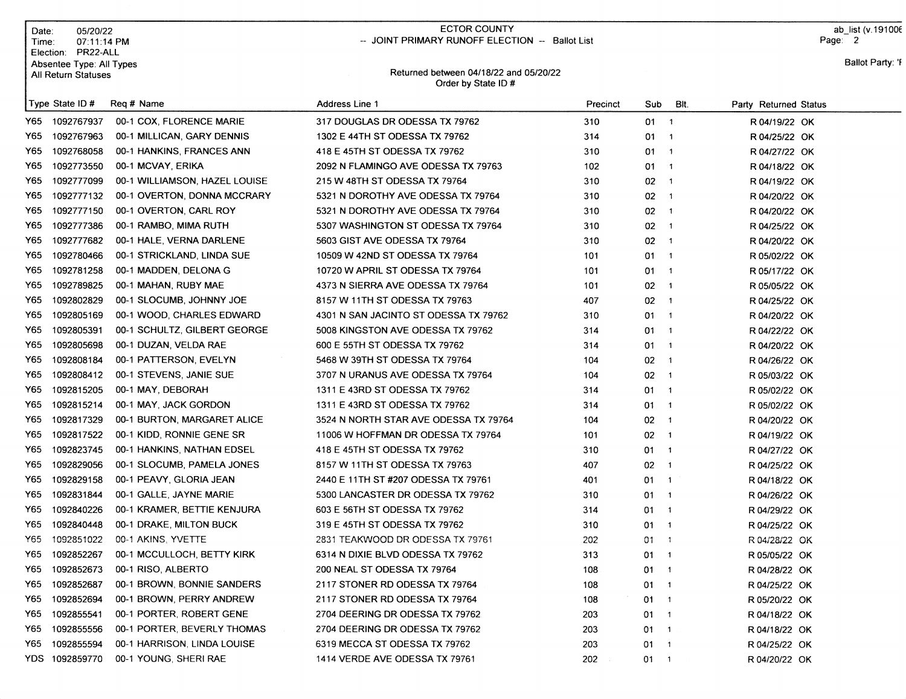Date: 05/20/22
Time: 07:11:14 PM
Election: PR22-ALL
Absentee Type: All Types
All Return Statuses

ECTOR COUNTY
-- JOINT PRIMARY RUNOFF ELECTION -- Ballot List

Returned between 04/18/22 and 05/20/22
Order by State ID #

ab_list (v.191006
Ballot Party: 'I

| Type | State ID # | Req # | Name | Address Line 1 | Precinct | Sub | Blt. | Party | Returned | Status |
|---|---|---|---|---|---|---|---|---|---|---|
| Y65 | 1092767937 | 00-1 | COX, FLORENCE MARIE | 317 DOUGLAS DR ODESSA TX 79762 | 310 | 01 | 1 | R | 04/19/22 | OK |
| Y65 | 1092767963 | 00-1 | MILLICAN, GARY DENNIS | 1302 E 44TH ST ODESSA TX 79762 | 314 | 01 | 1 | R | 04/25/22 | OK |
| Y65 | 1092768058 | 00-1 | HANKINS, FRANCES ANN | 418 E 45TH ST ODESSA TX 79762 | 310 | 01 | 1 | R | 04/27/22 | OK |
| Y65 | 1092773550 | 00-1 | MCVAY, ERIKA | 2092 N FLAMINGO AVE ODESSA TX 79763 | 102 | 01 | 1 | R | 04/18/22 | OK |
| Y65 | 1092777099 | 00-1 | WILLIAMSON, HAZEL LOUISE | 215 W 48TH ST ODESSA TX 79764 | 310 | 02 | 1 | R | 04/19/22 | OK |
| Y65 | 1092777132 | 00-1 | OVERTON, DONNA MCCRARY | 5321 N DOROTHY AVE ODESSA TX 79764 | 310 | 02 | 1 | R | 04/20/22 | OK |
| Y65 | 1092777150 | 00-1 | OVERTON, CARL ROY | 5321 N DOROTHY AVE ODESSA TX 79764 | 310 | 02 | 1 | R | 04/20/22 | OK |
| Y65 | 1092777386 | 00-1 | RAMBO, MIMA RUTH | 5307 WASHINGTON ST ODESSA TX 79764 | 310 | 02 | 1 | R | 04/25/22 | OK |
| Y65 | 1092777682 | 00-1 | HALE, VERNA DARLENE | 5603 GIST AVE ODESSA TX 79764 | 310 | 02 | 1 | R | 04/20/22 | OK |
| Y65 | 1092780466 | 00-1 | STRICKLAND, LINDA SUE | 10509 W 42ND ST ODESSA TX 79764 | 101 | 01 | 1 | R | 05/02/22 | OK |
| Y65 | 1092781258 | 00-1 | MADDEN, DELONA G | 10720 W APRIL ST ODESSA TX 79764 | 101 | 01 | 1 | R | 05/17/22 | OK |
| Y65 | 1092789825 | 00-1 | MAHAN, RUBY MAE | 4373 N SIERRA AVE ODESSA TX 79764 | 101 | 02 | 1 | R | 05/05/22 | OK |
| Y65 | 1092802829 | 00-1 | SLOCUMB, JOHNNY JOE | 8157 W 11TH ST ODESSA TX 79763 | 407 | 02 | 1 | R | 04/25/22 | OK |
| Y65 | 1092805169 | 00-1 | WOOD, CHARLES EDWARD | 4301 N SAN JACINTO ST ODESSA TX 79762 | 310 | 01 | 1 | R | 04/20/22 | OK |
| Y65 | 1092805391 | 00-1 | SCHULTZ, GILBERT GEORGE | 5008 KINGSTON AVE ODESSA TX 79762 | 314 | 01 | 1 | R | 04/22/22 | OK |
| Y65 | 1092805698 | 00-1 | DUZAN, VELDA RAE | 600 E 55TH ST ODESSA TX 79762 | 314 | 01 | 1 | R | 04/20/22 | OK |
| Y65 | 1092808184 | 00-1 | PATTERSON, EVELYN | 5468 W 39TH ST ODESSA TX 79764 | 104 | 02 | 1 | R | 04/26/22 | OK |
| Y65 | 1092808412 | 00-1 | STEVENS, JANIE SUE | 3707 N URANUS AVE ODESSA TX 79764 | 104 | 02 | 1 | R | 05/03/22 | OK |
| Y65 | 1092815205 | 00-1 | MAY, DEBORAH | 1311 E 43RD ST ODESSA TX 79762 | 314 | 01 | 1 | R | 05/02/22 | OK |
| Y65 | 1092815214 | 00-1 | MAY, JACK GORDON | 1311 E 43RD ST ODESSA TX 79762 | 314 | 01 | 1 | R | 05/02/22 | OK |
| Y65 | 1092817329 | 00-1 | BURTON, MARGARET ALICE | 3524 N NORTH STAR AVE ODESSA TX 79764 | 104 | 02 | 1 | R | 04/20/22 | OK |
| Y65 | 1092817522 | 00-1 | KIDD, RONNIE GENE SR | 11006 W HOFFMAN DR ODESSA TX 79764 | 101 | 02 | 1 | R | 04/19/22 | OK |
| Y65 | 1092823745 | 00-1 | HANKINS, NATHAN EDSEL | 418 E 45TH ST ODESSA TX 79762 | 310 | 01 | 1 | R | 04/27/22 | OK |
| Y65 | 1092829056 | 00-1 | SLOCUMB, PAMELA JONES | 8157 W 11TH ST ODESSA TX 79763 | 407 | 02 | 1 | R | 04/25/22 | OK |
| Y65 | 1092829158 | 00-1 | PEAVY, GLORIA JEAN | 2440 E 11TH ST #207 ODESSA TX 79761 | 401 | 01 | 1 | R | 04/18/22 | OK |
| Y65 | 1092831844 | 00-1 | GALLE, JAYNE MARIE | 5300 LANCASTER DR ODESSA TX 79762 | 310 | 01 | 1 | R | 04/26/22 | OK |
| Y65 | 1092840226 | 00-1 | KRAMER, BETTIE KENJURA | 603 E 56TH ST ODESSA TX 79762 | 314 | 01 | 1 | R | 04/29/22 | OK |
| Y65 | 1092840448 | 00-1 | DRAKE, MILTON BUCK | 319 E 45TH ST ODESSA TX 79762 | 310 | 01 | 1 | R | 04/25/22 | OK |
| Y65 | 1092851022 | 00-1 | AKINS, YVETTE | 2831 TEAKWOOD DR ODESSA TX 79761 | 202 | 01 | 1 | R | 04/28/22 | OK |
| Y65 | 1092852267 | 00-1 | MCCULLOCH, BETTY KIRK | 6314 N DIXIE BLVD ODESSA TX 79762 | 313 | 01 | 1 | R | 05/05/22 | OK |
| Y65 | 1092852673 | 00-1 | RISO, ALBERTO | 200 NEAL ST ODESSA TX 79764 | 108 | 01 | 1 | R | 04/28/22 | OK |
| Y65 | 1092852687 | 00-1 | BROWN, BONNIE SANDERS | 2117 STONER RD ODESSA TX 79764 | 108 | 01 | 1 | R | 04/25/22 | OK |
| Y65 | 1092852694 | 00-1 | BROWN, PERRY ANDREW | 2117 STONER RD ODESSA TX 79764 | 108 | 01 | 1 | R | 05/20/22 | OK |
| Y65 | 1092855541 | 00-1 | PORTER, ROBERT GENE | 2704 DEERING DR ODESSA TX 79762 | 203 | 01 | 1 | R | 04/18/22 | OK |
| Y65 | 1092855556 | 00-1 | PORTER, BEVERLY THOMAS | 2704 DEERING DR ODESSA TX 79762 | 203 | 01 | 1 | R | 04/18/22 | OK |
| Y65 | 1092855594 | 00-1 | HARRISON, LINDA LOUISE | 6319 MECCA ST ODESSA TX 79762 | 203 | 01 | 1 | R | 04/25/22 | OK |
| YDS | 1092859770 | 00-1 | YOUNG, SHERI RAE | 1414 VERDE AVE ODESSA TX 79761 | 202 | 01 | 1 | R | 04/20/22 | OK |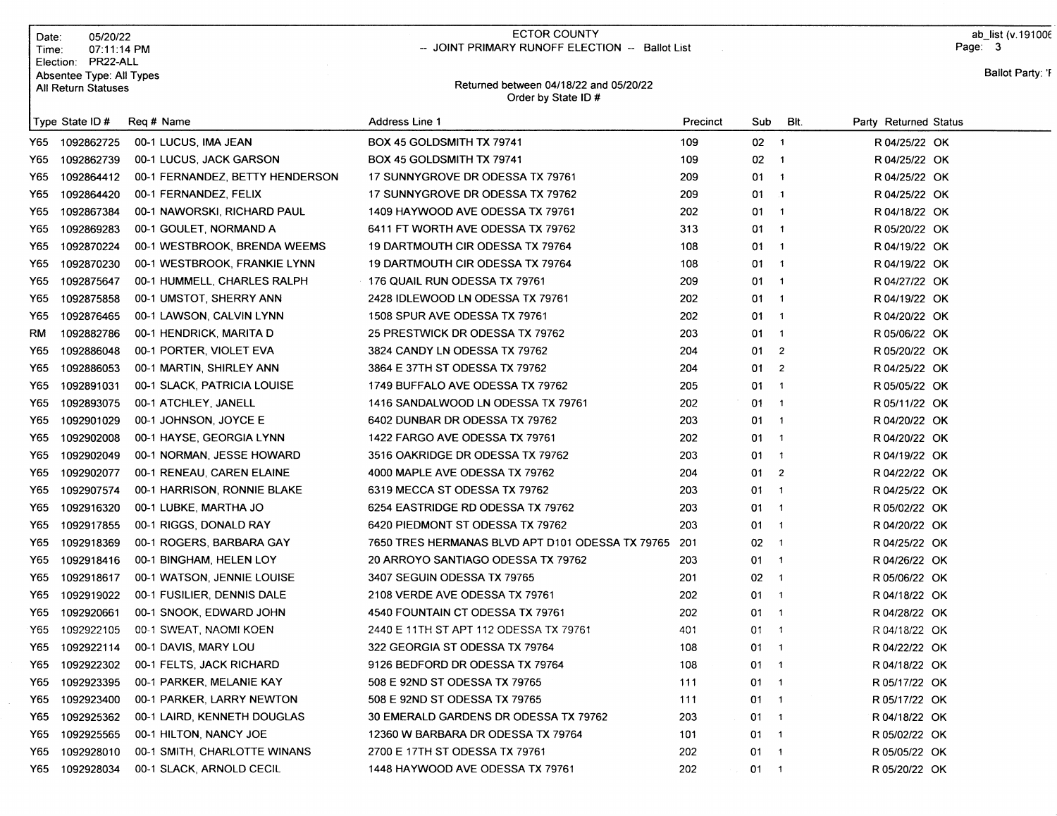Date: 05/20/22
Time: 07:11:14 PM
Election: PR22-ALL
Absentee Type: All Types
All Return Statuses

ECTOR COUNTY
-- JOINT PRIMARY RUNOFF ELECTION -- Ballot List

Returned between 04/18/22 and 05/20/22
Order by State ID #

ab_list (v.191006
Ballot Party: 'F

| Type | State ID # | Req # | Name | Address Line 1 | Precinct | Sub | Blt. | Party | Returned | Status |
|---|---|---|---|---|---|---|---|---|---|---|
| Y65 | 1092862725 | 00-1 | LUCUS, IMA JEAN | BOX 45 GOLDSMITH TX 79741 | 109 | 02 | 1 | R | 04/25/22 | OK |
| Y65 | 1092862739 | 00-1 | LUCUS, JACK GARSON | BOX 45 GOLDSMITH TX 79741 | 109 | 02 | 1 | R | 04/25/22 | OK |
| Y65 | 1092864412 | 00-1 | FERNANDEZ, BETTY HENDERSON | 17 SUNNYGROVE DR ODESSA TX 79761 | 209 | 01 | 1 | R | 04/25/22 | OK |
| Y65 | 1092864420 | 00-1 | FERNANDEZ, FELIX | 17 SUNNYGROVE DR ODESSA TX 79762 | 209 | 01 | 1 | R | 04/25/22 | OK |
| Y65 | 1092867384 | 00-1 | NAWORSKI, RICHARD PAUL | 1409 HAYWOOD AVE ODESSA TX 79761 | 202 | 01 | 1 | R | 04/18/22 | OK |
| Y65 | 1092869283 | 00-1 | GOULET, NORMAND A | 6411 FT WORTH AVE ODESSA TX 79762 | 313 | 01 | 1 | R | 05/20/22 | OK |
| Y65 | 1092870224 | 00-1 | WESTBROOK, BRENDA WEEMS | 19 DARTMOUTH CIR ODESSA TX 79764 | 108 | 01 | 1 | R | 04/19/22 | OK |
| Y65 | 1092870230 | 00-1 | WESTBROOK, FRANKIE LYNN | 19 DARTMOUTH CIR ODESSA TX 79764 | 108 | 01 | 1 | R | 04/19/22 | OK |
| Y65 | 1092875647 | 00-1 | HUMMELL, CHARLES RALPH | 176 QUAIL RUN ODESSA TX 79761 | 209 | 01 | 1 | R | 04/27/22 | OK |
| Y65 | 1092875858 | 00-1 | UMSTOT, SHERRY ANN | 2428 IDLEWOOD LN ODESSA TX 79761 | 202 | 01 | 1 | R | 04/19/22 | OK |
| Y65 | 1092876465 | 00-1 | LAWSON, CALVIN LYNN | 1508 SPUR AVE ODESSA TX 79761 | 202 | 01 | 1 | R | 04/20/22 | OK |
| RM | 1092882786 | 00-1 | HENDRICK, MARITA D | 25 PRESTWICK DR ODESSA TX 79762 | 203 | 01 | 1 | R | 05/06/22 | OK |
| Y65 | 1092886048 | 00-1 | PORTER, VIOLET EVA | 3824 CANDY LN ODESSA TX 79762 | 204 | 01 | 2 | R | 05/20/22 | OK |
| Y65 | 1092886053 | 00-1 | MARTIN, SHIRLEY ANN | 3864 E 37TH ST ODESSA TX 79762 | 204 | 01 | 2 | R | 04/25/22 | OK |
| Y65 | 1092891031 | 00-1 | SLACK, PATRICIA LOUISE | 1749 BUFFALO AVE ODESSA TX 79762 | 205 | 01 | 1 | R | 05/05/22 | OK |
| Y65 | 1092893075 | 00-1 | ATCHLEY, JANELL | 1416 SANDALWOOD LN ODESSA TX 79761 | 202 | 01 | 1 | R | 05/11/22 | OK |
| Y65 | 1092901029 | 00-1 | JOHNSON, JOYCE E | 6402 DUNBAR DR ODESSA TX 79762 | 203 | 01 | 1 | R | 04/20/22 | OK |
| Y65 | 1092902008 | 00-1 | HAYSE, GEORGIA LYNN | 1422 FARGO AVE ODESSA TX 79761 | 202 | 01 | 1 | R | 04/20/22 | OK |
| Y65 | 1092902049 | 00-1 | NORMAN, JESSE HOWARD | 3516 OAKRIDGE DR ODESSA TX 79762 | 203 | 01 | 1 | R | 04/19/22 | OK |
| Y65 | 1092902077 | 00-1 | RENEAU, CAREN ELAINE | 4000 MAPLE AVE ODESSA TX 79762 | 204 | 01 | 2 | R | 04/22/22 | OK |
| Y65 | 1092907574 | 00-1 | HARRISON, RONNIE BLAKE | 6319 MECCA ST ODESSA TX 79762 | 203 | 01 | 1 | R | 04/25/22 | OK |
| Y65 | 1092916320 | 00-1 | LUBKE, MARTHA JO | 6254 EASTRIDGE RD ODESSA TX 79762 | 203 | 01 | 1 | R | 05/02/22 | OK |
| Y65 | 1092917855 | 00-1 | RIGGS, DONALD RAY | 6420 PIEDMONT ST ODESSA TX 79762 | 203 | 01 | 1 | R | 04/20/22 | OK |
| Y65 | 1092918369 | 00-1 | ROGERS, BARBARA GAY | 7650 TRES HERMANAS BLVD APT D101 ODESSA TX 79765 | 201 | 02 | 1 | R | 04/25/22 | OK |
| Y65 | 1092918416 | 00-1 | BINGHAM, HELEN LOY | 20 ARROYO SANTIAGO ODESSA TX 79762 | 203 | 01 | 1 | R | 04/26/22 | OK |
| Y65 | 1092918617 | 00-1 | WATSON, JENNIE LOUISE | 3407 SEGUIN ODESSA TX 79765 | 201 | 02 | 1 | R | 05/06/22 | OK |
| Y65 | 1092919022 | 00-1 | FUSILIER, DENNIS DALE | 2108 VERDE AVE ODESSA TX 79761 | 202 | 01 | 1 | R | 04/18/22 | OK |
| Y65 | 1092920661 | 00-1 | SNOOK, EDWARD JOHN | 4540 FOUNTAIN CT ODESSA TX 79761 | 202 | 01 | 1 | R | 04/28/22 | OK |
| Y65 | 1092922105 | 00-1 | SWEAT, NAOMI KOEN | 2440 E 11TH ST APT 112 ODESSA TX 79761 | 401 | 01 | 1 | R | 04/18/22 | OK |
| Y65 | 1092922114 | 00-1 | DAVIS, MARY LOU | 322 GEORGIA ST ODESSA TX 79764 | 108 | 01 | 1 | R | 04/22/22 | OK |
| Y65 | 1092922302 | 00-1 | FELTS, JACK RICHARD | 9126 BEDFORD DR ODESSA TX 79764 | 108 | 01 | 1 | R | 04/18/22 | OK |
| Y65 | 1092923395 | 00-1 | PARKER, MELANIE KAY | 508 E 92ND ST ODESSA TX 79765 | 111 | 01 | 1 | R | 05/17/22 | OK |
| Y65 | 1092923400 | 00-1 | PARKER, LARRY NEWTON | 508 E 92ND ST ODESSA TX 79765 | 111 | 01 | 1 | R | 05/17/22 | OK |
| Y65 | 1092925362 | 00-1 | LAIRD, KENNETH DOUGLAS | 30 EMERALD GARDENS DR ODESSA TX 79762 | 203 | 01 | 1 | R | 04/18/22 | OK |
| Y65 | 1092925565 | 00-1 | HILTON, NANCY JOE | 12360 W BARBARA DR ODESSA TX 79764 | 101 | 01 | 1 | R | 05/02/22 | OK |
| Y65 | 1092928010 | 00-1 | SMITH, CHARLOTTE WINANS | 2700 E 17TH ST ODESSA TX 79761 | 202 | 01 | 1 | R | 05/05/22 | OK |
| Y65 | 1092928034 | 00-1 | SLACK, ARNOLD CECIL | 1448 HAYWOOD AVE ODESSA TX 79761 | 202 | 01 | 1 | R | 05/20/22 | OK |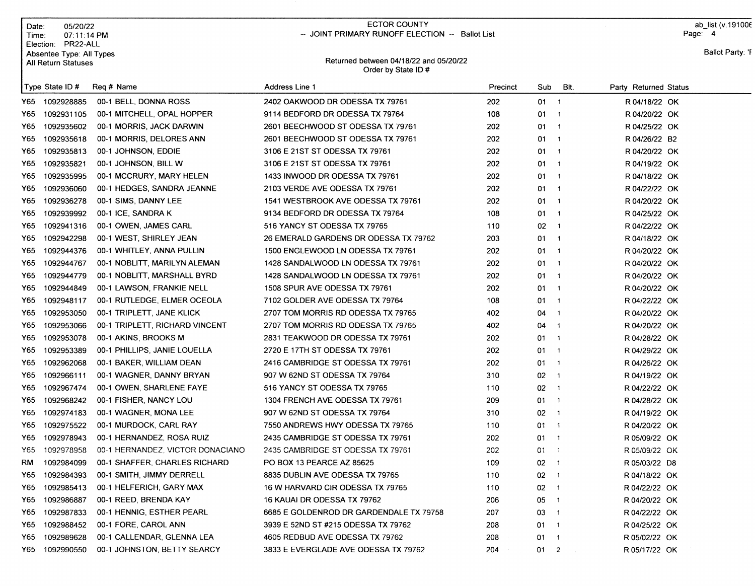Date: 05/20/22
Time: 07:11:14 PM
Election: PR22-ALL
Absentee Type: All Types
All Return Statuses

ECTOR COUNTY
-- JOINT PRIMARY RUNOFF ELECTION -- Ballot List

Returned between 04/18/22 and 05/20/22
Order by State ID #

ab_list (v.191006
Page: 4

Ballot Party: 'F

| Type | State ID # | Req # | Name | Address Line 1 | Precinct | Sub | Blt. | Party | Returned | Status |
|---|---|---|---|---|---|---|---|---|---|---|
| Y65 | 1092928885 | 00-1 | BELL, DONNA ROSS | 2402 OAKWOOD DR ODESSA TX 79761 | 202 | 01 | 1 | R | 04/18/22 | OK |
| Y65 | 1092931105 | 00-1 | MITCHELL, OPAL HOPPER | 9114 BEDFORD DR ODESSA TX 79764 | 108 | 01 | 1 | R | 04/20/22 | OK |
| Y65 | 1092935602 | 00-1 | MORRIS, JACK DARWIN | 2601 BEECHWOOD ST ODESSA TX 79761 | 202 | 01 | 1 | R | 04/25/22 | OK |
| Y65 | 1092935618 | 00-1 | MORRIS, DELORES ANN | 2601 BEECHWOOD ST ODESSA TX 79761 | 202 | 01 | 1 | R | 04/26/22 | B2 |
| Y65 | 1092935813 | 00-1 | JOHNSON, EDDIE | 3106 E 21ST ST ODESSA TX 79761 | 202 | 01 | 1 | R | 04/20/22 | OK |
| Y65 | 1092935821 | 00-1 | JOHNSON, BILL W | 3106 E 21ST ST ODESSA TX 79761 | 202 | 01 | 1 | R | 04/19/22 | OK |
| Y65 | 1092935995 | 00-1 | MCCRURY, MARY HELEN | 1433 INWOOD DR ODESSA TX 79761 | 202 | 01 | 1 | R | 04/18/22 | OK |
| Y65 | 1092936060 | 00-1 | HEDGES, SANDRA JEANNE | 2103 VERDE AVE ODESSA TX 79761 | 202 | 01 | 1 | R | 04/22/22 | OK |
| Y65 | 1092936278 | 00-1 | SIMS, DANNY LEE | 1541 WESTBROOK AVE ODESSA TX 79761 | 202 | 01 | 1 | R | 04/20/22 | OK |
| Y65 | 1092939992 | 00-1 | ICE, SANDRA K | 9134 BEDFORD DR ODESSA TX 79764 | 108 | 01 | 1 | R | 04/25/22 | OK |
| Y65 | 1092941316 | 00-1 | OWEN, JAMES CARL | 516 YANCY ST ODESSA TX 79765 | 110 | 02 | 1 | R | 04/22/22 | OK |
| Y65 | 1092942298 | 00-1 | WEST, SHIRLEY JEAN | 26 EMERALD GARDENS DR ODESSA TX 79762 | 203 | 01 | 1 | R | 04/18/22 | OK |
| Y65 | 1092944376 | 00-1 | WHITLEY, ANNA PULLIN | 1500 ENGLEWOOD LN ODESSA TX 79761 | 202 | 01 | 1 | R | 04/20/22 | OK |
| Y65 | 1092944767 | 00-1 | NOBLITT, MARILYN ALEMAN | 1428 SANDALWOOD LN ODESSA TX 79761 | 202 | 01 | 1 | R | 04/20/22 | OK |
| Y65 | 1092944779 | 00-1 | NOBLITT, MARSHALL BYRD | 1428 SANDALWOOD LN ODESSA TX 79761 | 202 | 01 | 1 | R | 04/20/22 | OK |
| Y65 | 1092944849 | 00-1 | LAWSON, FRANKIE NELL | 1508 SPUR AVE ODESSA TX 79761 | 202 | 01 | 1 | R | 04/20/22 | OK |
| Y65 | 1092948117 | 00-1 | RUTLEDGE, ELMER OCEOLA | 7102 GOLDER AVE ODESSA TX 79764 | 108 | 01 | 1 | R | 04/22/22 | OK |
| Y65 | 1092953050 | 00-1 | TRIPLETT, JANE KLICK | 2707 TOM MORRIS RD ODESSA TX 79765 | 402 | 04 | 1 | R | 04/20/22 | OK |
| Y65 | 1092953066 | 00-1 | TRIPLETT, RICHARD VINCENT | 2707 TOM MORRIS RD ODESSA TX 79765 | 402 | 04 | 1 | R | 04/20/22 | OK |
| Y65 | 1092953078 | 00-1 | AKINS, BROOKS M | 2831 TEAKWOOD DR ODESSA TX 79761 | 202 | 01 | 1 | R | 04/28/22 | OK |
| Y65 | 1092953389 | 00-1 | PHILLIPS, JANIE LOUELLA | 2720 E 17TH ST ODESSA TX 79761 | 202 | 01 | 1 | R | 04/29/22 | OK |
| Y65 | 1092962068 | 00-1 | BAKER, WILLIAM DEAN | 2416 CAMBRIDGE ST ODESSA TX 79761 | 202 | 01 | 1 | R | 04/26/22 | OK |
| Y65 | 1092966111 | 00-1 | WAGNER, DANNY BRYAN | 907 W 62ND ST ODESSA TX 79764 | 310 | 02 | 1 | R | 04/19/22 | OK |
| Y65 | 1092967474 | 00-1 | OWEN, SHARLENE FAYE | 516 YANCY ST ODESSA TX 79765 | 110 | 02 | 1 | R | 04/22/22 | OK |
| Y65 | 1092968242 | 00-1 | FISHER, NANCY LOU | 1304 FRENCH AVE ODESSA TX 79761 | 209 | 01 | 1 | R | 04/28/22 | OK |
| Y65 | 1092974183 | 00-1 | WAGNER, MONA LEE | 907 W 62ND ST ODESSA TX 79764 | 310 | 02 | 1 | R | 04/19/22 | OK |
| Y65 | 1092975522 | 00-1 | MURDOCK, CARL RAY | 7550 ANDREWS HWY ODESSA TX 79765 | 110 | 01 | 1 | R | 04/20/22 | OK |
| Y65 | 1092978943 | 00-1 | HERNANDEZ, ROSA RUIZ | 2435 CAMBRIDGE ST ODESSA TX 79761 | 202 | 01 | 1 | R | 05/09/22 | OK |
| Y65 | 1092978958 | 00-1 | HERNANDEZ, VICTOR DONACIANO | 2435 CAMBRIDGE ST ODESSA TX 79761 | 202 | 01 | 1 | R | 05/09/22 | OK |
| RM | 1092984099 | 00-1 | SHAFFER, CHARLES RICHARD | PO BOX 13 PEARCE AZ 85625 | 109 | 02 | 1 | R | 05/03/22 | D8 |
| Y65 | 1092984393 | 00-1 | SMITH, JIMMY DERRELL | 8835 DUBLIN AVE ODESSA TX 79765 | 110 | 02 | 1 | R | 04/18/22 | OK |
| Y65 | 1092985413 | 00-1 | HELFERICH, GARY MAX | 16 W HARVARD CIR ODESSA TX 79765 | 110 | 02 | 1 | R | 04/22/22 | OK |
| Y65 | 1092986887 | 00-1 | REED, BRENDA KAY | 16 KAUAI DR ODESSA TX 79762 | 206 | 05 | 1 | R | 04/20/22 | OK |
| Y65 | 1092987833 | 00-1 | HENNIG, ESTHER PEARL | 6685 E GOLDENROD DR GARDENDALE TX 79758 | 207 | 03 | 1 | R | 04/22/22 | OK |
| Y65 | 1092988452 | 00-1 | FORE, CAROL ANN | 3939 E 52ND ST #215 ODESSA TX 79762 | 208 | 01 | 1 | R | 04/25/22 | OK |
| Y65 | 1092989628 | 00-1 | CALLENDAR, GLENNA LEA | 4605 REDBUD AVE ODESSA TX 79762 | 208 | 01 | 1 | R | 05/02/22 | OK |
| Y65 | 1092990550 | 00-1 | JOHNSTON, BETTY SEARCY | 3833 E EVERGLADE AVE ODESSA TX 79762 | 204 | 01 | 2 | R | 05/17/22 | OK |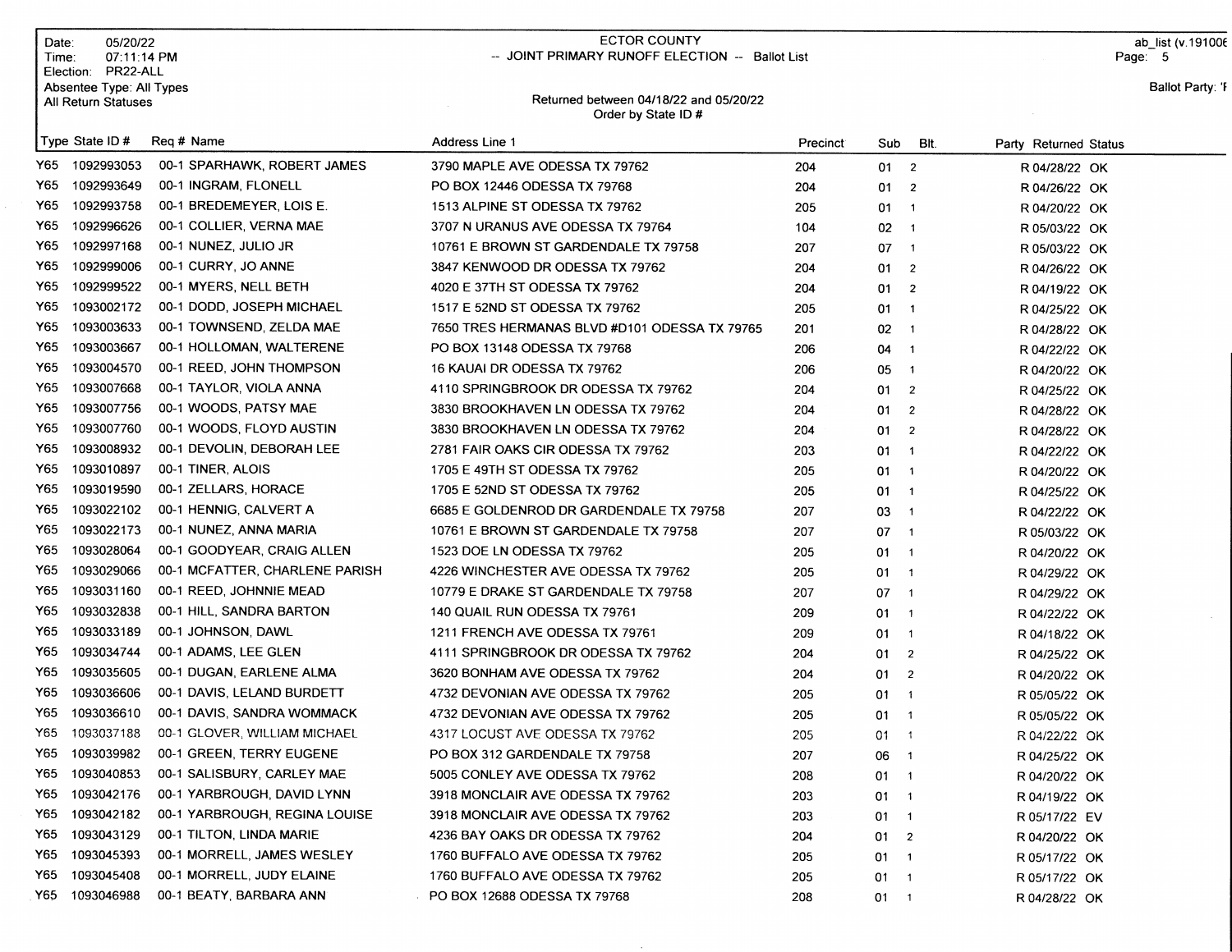Date: 05/20/22
Time: 07:11:14 PM
Election: PR22-ALL
Absentee Type: All Types
All Return Statuses

ECTOR COUNTY
-- JOINT PRIMARY RUNOFF ELECTION -- Ballot List

Returned between 04/18/22 and 05/20/22
Order by State ID #

ab_list (v.191006

Ballot Party: 'I

| Type | State ID # | Req # | Name | Address Line 1 | Precinct | Sub | Blt. | Party | Returned | Status |
|---|---|---|---|---|---|---|---|---|---|---|
| Y65 | 1092993053 | 00-1 | SPARHAWK, ROBERT JAMES | 3790 MAPLE AVE ODESSA TX 79762 | 204 | 01 | 2 | R | 04/28/22 | OK |
| Y65 | 1092993649 | 00-1 | INGRAM, FLONELL | PO BOX 12446 ODESSA TX 79768 | 204 | 01 | 2 | R | 04/26/22 | OK |
| Y65 | 1092993758 | 00-1 | BREDEMEYER, LOIS E. | 1513 ALPINE ST ODESSA TX 79762 | 205 | 01 | 1 | R | 04/20/22 | OK |
| Y65 | 1092996626 | 00-1 | COLLIER, VERNA MAE | 3707 N URANUS AVE ODESSA TX 79764 | 104 | 02 | 1 | R | 05/03/22 | OK |
| Y65 | 1092997168 | 00-1 | NUNEZ, JULIO JR | 10761 E BROWN ST GARDENDALE TX 79758 | 207 | 07 | 1 | R | 05/03/22 | OK |
| Y65 | 1092999006 | 00-1 | CURRY, JO ANNE | 3847 KENWOOD DR ODESSA TX 79762 | 204 | 01 | 2 | R | 04/26/22 | OK |
| Y65 | 1092999522 | 00-1 | MYERS, NELL BETH | 4020 E 37TH ST ODESSA TX 79762 | 204 | 01 | 2 | R | 04/19/22 | OK |
| Y65 | 1093002172 | 00-1 | DODD, JOSEPH MICHAEL | 1517 E 52ND ST ODESSA TX 79762 | 205 | 01 | 1 | R | 04/25/22 | OK |
| Y65 | 1093003633 | 00-1 | TOWNSEND, ZELDA MAE | 7650 TRES HERMANAS BLVD #D101 ODESSA TX 79765 | 201 | 02 | 1 | R | 04/28/22 | OK |
| Y65 | 1093003667 | 00-1 | HOLLOMAN, WALTERENE | PO BOX 13148 ODESSA TX 79768 | 206 | 04 | 1 | R | 04/22/22 | OK |
| Y65 | 1093004570 | 00-1 | REED, JOHN THOMPSON | 16 KAUAI DR ODESSA TX 79762 | 206 | 05 | 1 | R | 04/20/22 | OK |
| Y65 | 1093007668 | 00-1 | TAYLOR, VIOLA ANNA | 4110 SPRINGBROOK DR ODESSA TX 79762 | 204 | 01 | 2 | R | 04/25/22 | OK |
| Y65 | 1093007756 | 00-1 | WOODS, PATSY MAE | 3830 BROOKHAVEN LN ODESSA TX 79762 | 204 | 01 | 2 | R | 04/28/22 | OK |
| Y65 | 1093007760 | 00-1 | WOODS, FLOYD AUSTIN | 3830 BROOKHAVEN LN ODESSA TX 79762 | 204 | 01 | 2 | R | 04/28/22 | OK |
| Y65 | 1093008932 | 00-1 | DEVOLIN, DEBORAH LEE | 2781 FAIR OAKS CIR ODESSA TX 79762 | 203 | 01 | 1 | R | 04/22/22 | OK |
| Y65 | 1093010897 | 00-1 | TINER, ALOIS | 1705 E 49TH ST ODESSA TX 79762 | 205 | 01 | 1 | R | 04/20/22 | OK |
| Y65 | 1093019590 | 00-1 | ZELLARS, HORACE | 1705 E 52ND ST ODESSA TX 79762 | 205 | 01 | 1 | R | 04/25/22 | OK |
| Y65 | 1093022102 | 00-1 | HENNIG, CALVERT A | 6685 E GOLDENROD DR GARDENDALE TX 79758 | 207 | 03 | 1 | R | 04/22/22 | OK |
| Y65 | 1093022173 | 00-1 | NUNEZ, ANNA MARIA | 10761 E BROWN ST GARDENDALE TX 79758 | 207 | 07 | 1 | R | 05/03/22 | OK |
| Y65 | 1093028064 | 00-1 | GOODYEAR, CRAIG ALLEN | 1523 DOE LN ODESSA TX 79762 | 205 | 01 | 1 | R | 04/20/22 | OK |
| Y65 | 1093029066 | 00-1 | MCFATTER, CHARLENE PARISH | 4226 WINCHESTER AVE ODESSA TX 79762 | 205 | 01 | 1 | R | 04/29/22 | OK |
| Y65 | 1093031160 | 00-1 | REED, JOHNNIE MEAD | 10779 E DRAKE ST GARDENDALE TX 79758 | 207 | 07 | 1 | R | 04/29/22 | OK |
| Y65 | 1093032838 | 00-1 | HILL, SANDRA BARTON | 140 QUAIL RUN ODESSA TX 79761 | 209 | 01 | 1 | R | 04/22/22 | OK |
| Y65 | 1093033189 | 00-1 | JOHNSON, DAWL | 1211 FRENCH AVE ODESSA TX 79761 | 209 | 01 | 1 | R | 04/18/22 | OK |
| Y65 | 1093034744 | 00-1 | ADAMS, LEE GLEN | 4111 SPRINGBROOK DR ODESSA TX 79762 | 204 | 01 | 2 | R | 04/25/22 | OK |
| Y65 | 1093035605 | 00-1 | DUGAN, EARLENE ALMA | 3620 BONHAM AVE ODESSA TX 79762 | 204 | 01 | 2 | R | 04/20/22 | OK |
| Y65 | 1093036606 | 00-1 | DAVIS, LELAND BURDETT | 4732 DEVONIAN AVE ODESSA TX 79762 | 205 | 01 | 1 | R | 05/05/22 | OK |
| Y65 | 1093036610 | 00-1 | DAVIS, SANDRA WOMMACK | 4732 DEVONIAN AVE ODESSA TX 79762 | 205 | 01 | 1 | R | 05/05/22 | OK |
| Y65 | 1093037188 | 00-1 | GLOVER, WILLIAM MICHAEL | 4317 LOCUST AVE ODESSA TX 79762 | 205 | 01 | 1 | R | 04/22/22 | OK |
| Y65 | 1093039982 | 00-1 | GREEN, TERRY EUGENE | PO BOX 312 GARDENDALE TX 79758 | 207 | 06 | 1 | R | 04/25/22 | OK |
| Y65 | 1093040853 | 00-1 | SALISBURY, CARLEY MAE | 5005 CONLEY AVE ODESSA TX 79762 | 208 | 01 | 1 | R | 04/20/22 | OK |
| Y65 | 1093042176 | 00-1 | YARBROUGH, DAVID LYNN | 3918 MONCLAIR AVE ODESSA TX 79762 | 203 | 01 | 1 | R | 04/19/22 | OK |
| Y65 | 1093042182 | 00-1 | YARBROUGH, REGINA LOUISE | 3918 MONCLAIR AVE ODESSA TX 79762 | 203 | 01 | 1 | R | 05/17/22 | EV |
| Y65 | 1093043129 | 00-1 | TILTON, LINDA MARIE | 4236 BAY OAKS DR ODESSA TX 79762 | 204 | 01 | 2 | R | 04/20/22 | OK |
| Y65 | 1093045393 | 00-1 | MORRELL, JAMES WESLEY | 1760 BUFFALO AVE ODESSA TX 79762 | 205 | 01 | 1 | R | 05/17/22 | OK |
| Y65 | 1093045408 | 00-1 | MORRELL, JUDY ELAINE | 1760 BUFFALO AVE ODESSA TX 79762 | 205 | 01 | 1 | R | 05/17/22 | OK |
| Y65 | 1093046988 | 00-1 | BEATY, BARBARA ANN | PO BOX 12688 ODESSA TX 79768 | 208 | 01 | 1 | R | 04/28/22 | OK |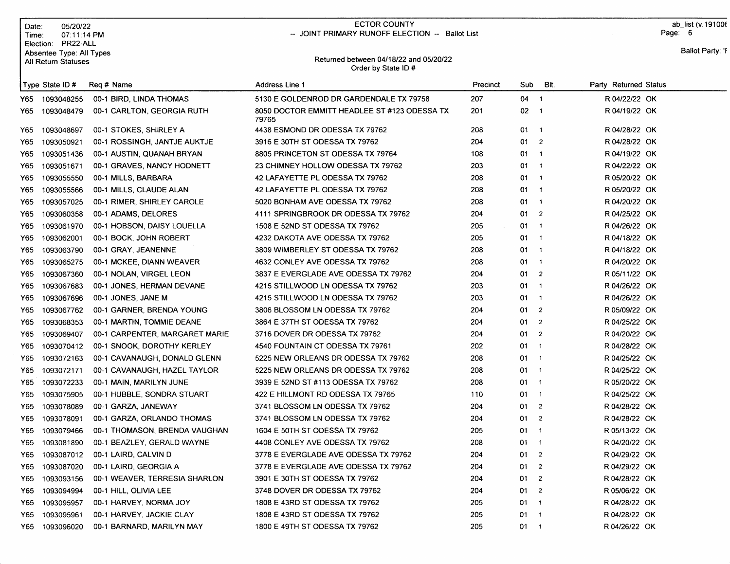Date: 05/20/22
Time: 07:11:14 PM
Election: PR22-ALL
Absentee Type: All Types
All Return Statuses

ECTOR COUNTY
-- JOINT PRIMARY RUNOFF ELECTION -- Ballot List

Returned between 04/18/22 and 05/20/22
Order by State ID #

ab_list (v.191006
Page: 6

Ballot Party: 'F

| Type | State ID # | Req # | Name | Address Line 1 | Precinct | Sub | Blt. | Party | Returned | Status |
|---|---|---|---|---|---|---|---|---|---|---|
| Y65 | 1093048255 | 00-1 | BIRD, LINDA THOMAS | 5130 E GOLDENROD DR GARDENDALE TX 79758 | 207 | 04 | 1 | R | 04/22/22 | OK |
| Y65 | 1093048479 | 00-1 | CARLTON, GEORGIA RUTH | 8050 DOCTOR EMMITT HEADLEE ST #123 ODESSA TX 79765 | 201 | 02 | 1 | R | 04/19/22 | OK |
| Y65 | 1093048697 | 00-1 | STOKES, SHIRLEY A | 4438 ESMOND DR ODESSA TX 79762 | 208 | 01 | 1 | R | 04/28/22 | OK |
| Y65 | 1093050921 | 00-1 | ROSSINGH, JANTJE AUKTJE | 3916 E 30TH ST ODESSA TX 79762 | 204 | 01 | 2 | R | 04/28/22 | OK |
| Y65 | 1093051436 | 00-1 | AUSTIN, QUANAH BRYAN | 8805 PRINCETON ST ODESSA TX 79764 | 108 | 01 | 1 | R | 04/19/22 | OK |
| Y65 | 1093051671 | 00-1 | GRAVES, NANCY HODNETT | 23 CHIMNEY HOLLOW ODESSA TX 79762 | 203 | 01 | 1 | R | 04/22/22 | OK |
| Y65 | 1093055550 | 00-1 | MILLS, BARBARA | 42 LAFAYETTE PL ODESSA TX 79762 | 208 | 01 | 1 | R | 05/20/22 | OK |
| Y65 | 1093055566 | 00-1 | MILLS, CLAUDE ALAN | 42 LAFAYETTE PL ODESSA TX 79762 | 208 | 01 | 1 | R | 05/20/22 | OK |
| Y65 | 1093057025 | 00-1 | RIMER, SHIRLEY CAROLE | 5020 BONHAM AVE ODESSA TX 79762 | 208 | 01 | 1 | R | 04/20/22 | OK |
| Y65 | 1093060358 | 00-1 | ADAMS, DELORES | 4111 SPRINGBROOK DR ODESSA TX 79762 | 204 | 01 | 2 | R | 04/25/22 | OK |
| Y65 | 1093061970 | 00-1 | HOBSON, DAISY LOUELLA | 1508 E 52ND ST ODESSA TX 79762 | 205 | 01 | 1 | R | 04/26/22 | OK |
| Y65 | 1093062001 | 00-1 | BOCK, JOHN ROBERT | 4232 DAKOTA AVE ODESSA TX 79762 | 205 | 01 | 1 | R | 04/18/22 | OK |
| Y65 | 1093063790 | 00-1 | GRAY, JEANENNE | 3809 WIMBERLEY ST ODESSA TX 79762 | 208 | 01 | 1 | R | 04/18/22 | OK |
| Y65 | 1093065275 | 00-1 | MCKEE, DIANN WEAVER | 4632 CONLEY AVE ODESSA TX 79762 | 208 | 01 | 1 | R | 04/20/22 | OK |
| Y65 | 1093067360 | 00-1 | NOLAN, VIRGEL LEON | 3837 E EVERGLADE AVE ODESSA TX 79762 | 204 | 01 | 2 | R | 05/11/22 | OK |
| Y65 | 1093067683 | 00-1 | JONES, HERMAN DEVANE | 4215 STILLWOOD LN ODESSA TX 79762 | 203 | 01 | 1 | R | 04/26/22 | OK |
| Y65 | 1093067696 | 00-1 | JONES, JANE M | 4215 STILLWOOD LN ODESSA TX 79762 | 203 | 01 | 1 | R | 04/26/22 | OK |
| Y65 | 1093067762 | 00-1 | GARNER, BRENDA YOUNG | 3806 BLOSSOM LN ODESSA TX 79762 | 204 | 01 | 2 | R | 05/09/22 | OK |
| Y65 | 1093068353 | 00-1 | MARTIN, TOMMIE DEANE | 3864 E 37TH ST ODESSA TX 79762 | 204 | 01 | 2 | R | 04/25/22 | OK |
| Y65 | 1093069407 | 00-1 | CARPENTER, MARGARET MARIE | 3716 DOVER DR ODESSA TX 79762 | 204 | 01 | 2 | R | 04/20/22 | OK |
| Y65 | 1093070412 | 00-1 | SNOOK, DOROTHY KERLEY | 4540 FOUNTAIN CT ODESSA TX 79761 | 202 | 01 | 1 | R | 04/28/22 | OK |
| Y65 | 1093072163 | 00-1 | CAVANAUGH, DONALD GLENN | 5225 NEW ORLEANS DR ODESSA TX 79762 | 208 | 01 | 1 | R | 04/25/22 | OK |
| Y65 | 1093072171 | 00-1 | CAVANAUGH, HAZEL TAYLOR | 5225 NEW ORLEANS DR ODESSA TX 79762 | 208 | 01 | 1 | R | 04/25/22 | OK |
| Y65 | 1093072233 | 00-1 | MAIN, MARILYN JUNE | 3939 E 52ND ST #113 ODESSA TX 79762 | 208 | 01 | 1 | R | 05/20/22 | OK |
| Y65 | 1093075905 | 00-1 | HUBBLE, SONDRA STUART | 422 E HILLMONT RD ODESSA TX 79765 | 110 | 01 | 1 | R | 04/25/22 | OK |
| Y65 | 1093078089 | 00-1 | GARZA, JANEWAY | 3741 BLOSSOM LN ODESSA TX 79762 | 204 | 01 | 2 | R | 04/28/22 | OK |
| Y65 | 1093078091 | 00-1 | GARZA, ORLANDO THOMAS | 3741 BLOSSOM LN ODESSA TX 79762 | 204 | 01 | 2 | R | 04/28/22 | OK |
| Y65 | 1093079466 | 00-1 | THOMASON, BRENDA VAUGHAN | 1604 E 50TH ST ODESSA TX 79762 | 205 | 01 | 1 | R | 05/13/22 | OK |
| Y65 | 1093081890 | 00-1 | BEAZLEY, GERALD WAYNE | 4408 CONLEY AVE ODESSA TX 79762 | 208 | 01 | 1 | R | 04/20/22 | OK |
| Y65 | 1093087012 | 00-1 | LAIRD, CALVIN D | 3778 E EVERGLADE AVE ODESSA TX 79762 | 204 | 01 | 2 | R | 04/29/22 | OK |
| Y65 | 1093087020 | 00-1 | LAIRD, GEORGIA A | 3778 E EVERGLADE AVE ODESSA TX 79762 | 204 | 01 | 2 | R | 04/29/22 | OK |
| Y65 | 1093093156 | 00-1 | WEAVER, TERRESIA SHARLON | 3901 E 30TH ST ODESSA TX 79762 | 204 | 01 | 2 | R | 04/28/22 | OK |
| Y65 | 1093094994 | 00-1 | HILL, OLIVIA LEE | 3748 DOVER DR ODESSA TX 79762 | 204 | 01 | 2 | R | 05/06/22 | OK |
| Y65 | 1093095957 | 00-1 | HARVEY, NORMA JOY | 1808 E 43RD ST ODESSA TX 79762 | 205 | 01 | 1 | R | 04/28/22 | OK |
| Y65 | 1093095961 | 00-1 | HARVEY, JACKIE CLAY | 1808 E 43RD ST ODESSA TX 79762 | 205 | 01 | 1 | R | 04/28/22 | OK |
| Y65 | 1093096020 | 00-1 | BARNARD, MARILYN MAY | 1800 E 49TH ST ODESSA TX 79762 | 205 | 01 | 1 | R | 04/26/22 | OK |